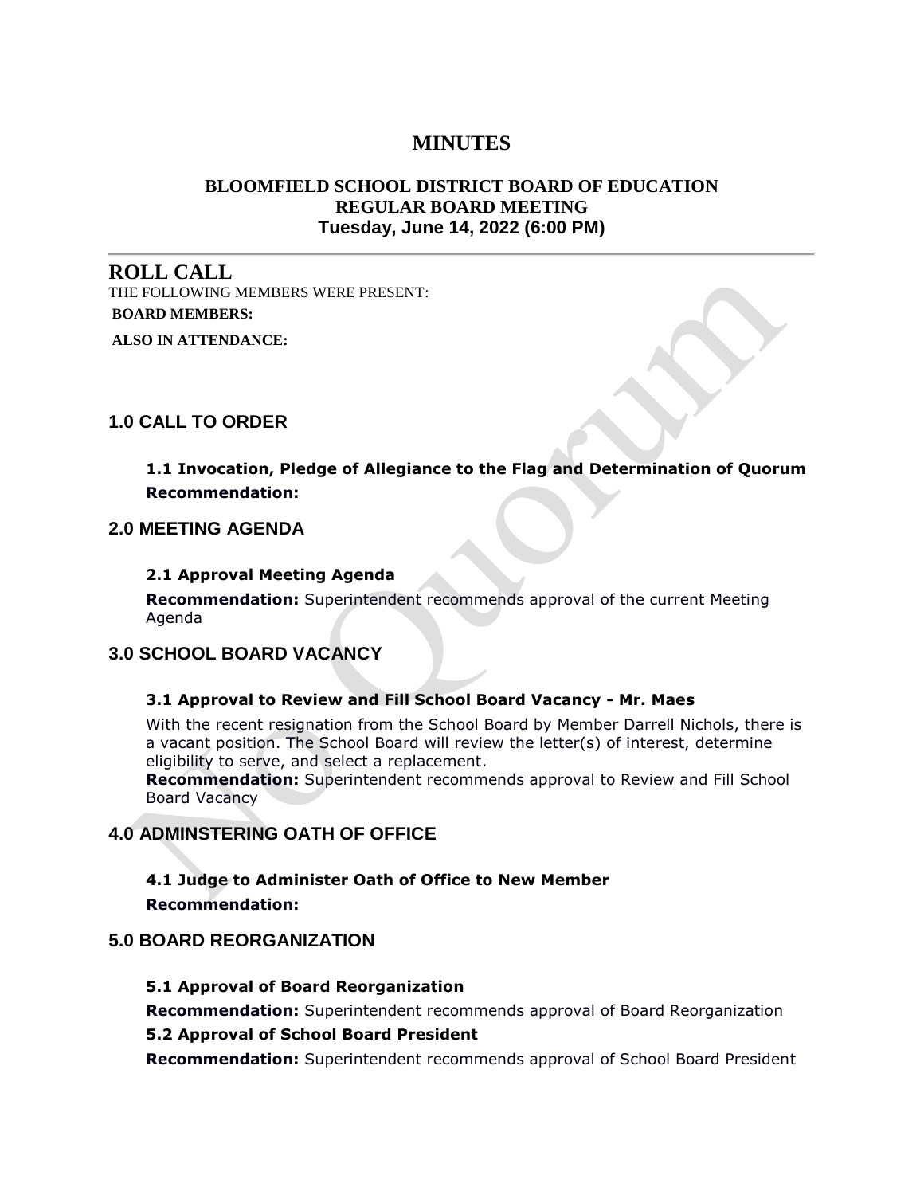# MINUTES

## BLOOMFIELD SCHOOL DISTRICT BOARD OF EDUCATION
## REGULAR BOARD MEETING
## Tuesday, June 14, 2022 (6:00 PM)

---

## ROLL CALL

THE FOLLOWING MEMBERS WERE PRESENT:

**BOARD MEMBERS:**

**ALSO IN ATTENDANCE:**

No Quorum

## 1.0 CALL TO ORDER

### 1.1 Invocation, Pledge of Allegiance to the Flag and Determination of Quorum

**Recommendation:**

## 2.0 MEETING AGENDA

### 2.1 Approval Meeting Agenda

**Recommendation:** Superintendent recommends approval of the current Meeting Agenda

## 3.0 SCHOOL BOARD VACANCY

### 3.1 Approval to Review and Fill School Board Vacancy - Mr. Maes

With the recent resignation from the School Board by Member Darrell Nichols, there is a vacant position. The School Board will review the letter(s) of interest, determine eligibility to serve, and select a replacement.

**Recommendation:** Superintendent recommends approval to Review and Fill School Board Vacancy

## 4.0 ADMINSTERING OATH OF OFFICE

### 4.1 Judge to Administer Oath of Office to New Member

**Recommendation:**

## 5.0 BOARD REORGANIZATION

### 5.1 Approval of Board Reorganization

**Recommendation:** Superintendent recommends approval of Board Reorganization

### 5.2 Approval of School Board President

**Recommendation:** Superintendent recommends approval of School Board President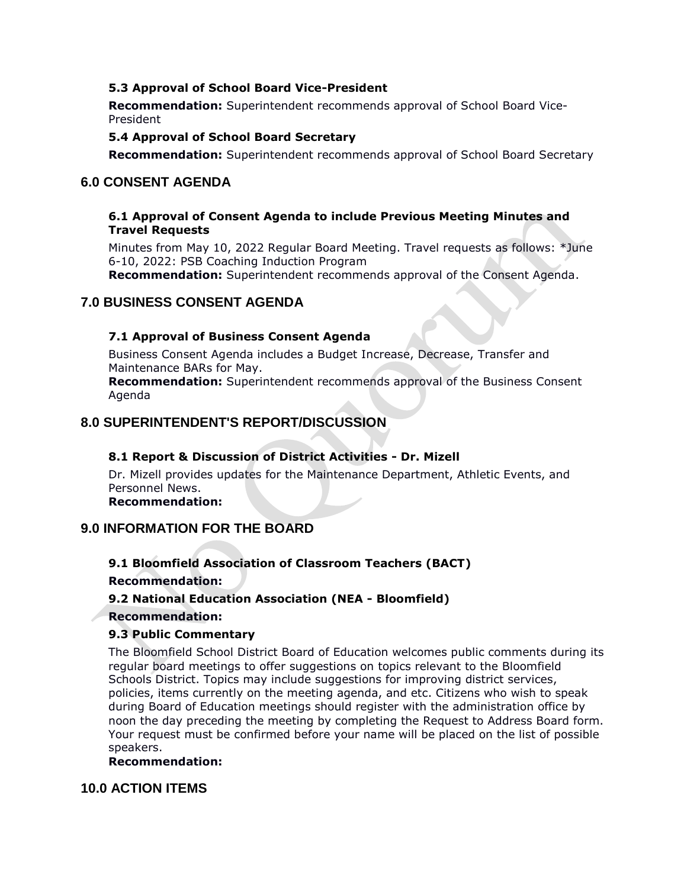### 5.3 Approval of School Board Vice-President

**Recommendation:** Superintendent recommends approval of School Board Vice-President

### 5.4 Approval of School Board Secretary

**Recommendation:** Superintendent recommends approval of School Board Secretary

## 6.0 CONSENT AGENDA

### 6.1 Approval of Consent Agenda to include Previous Meeting Minutes and Travel Requests

Minutes from May 10, 2022 Regular Board Meeting. Travel requests as follows: *June 6-10, 2022: PSB Coaching Induction Program
**Recommendation:** Superintendent recommends approval of the Consent Agenda.

## 7.0 BUSINESS CONSENT AGENDA

### 7.1 Approval of Business Consent Agenda

Business Consent Agenda includes a Budget Increase, Decrease, Transfer and Maintenance BARs for May.
**Recommendation:** Superintendent recommends approval of the Business Consent Agenda

## 8.0 SUPERINTENDENT'S REPORT/DISCUSSION

### 8.1 Report & Discussion of District Activities - Dr. Mizell

Dr. Mizell provides updates for the Maintenance Department, Athletic Events, and Personnel News.
**Recommendation:**

## 9.0 INFORMATION FOR THE BOARD

### 9.1 Bloomfield Association of Classroom Teachers (BACT)

**Recommendation:**

### 9.2 National Education Association (NEA - Bloomfield)

**Recommendation:**

### 9.3 Public Commentary

The Bloomfield School District Board of Education welcomes public comments during its regular board meetings to offer suggestions on topics relevant to the Bloomfield Schools District. Topics may include suggestions for improving district services, policies, items currently on the meeting agenda, and etc. Citizens who wish to speak during Board of Education meetings should register with the administration office by noon the day preceding the meeting by completing the Request to Address Board form. Your request must be confirmed before your name will be placed on the list of possible speakers.
**Recommendation:**

## 10.0 ACTION ITEMS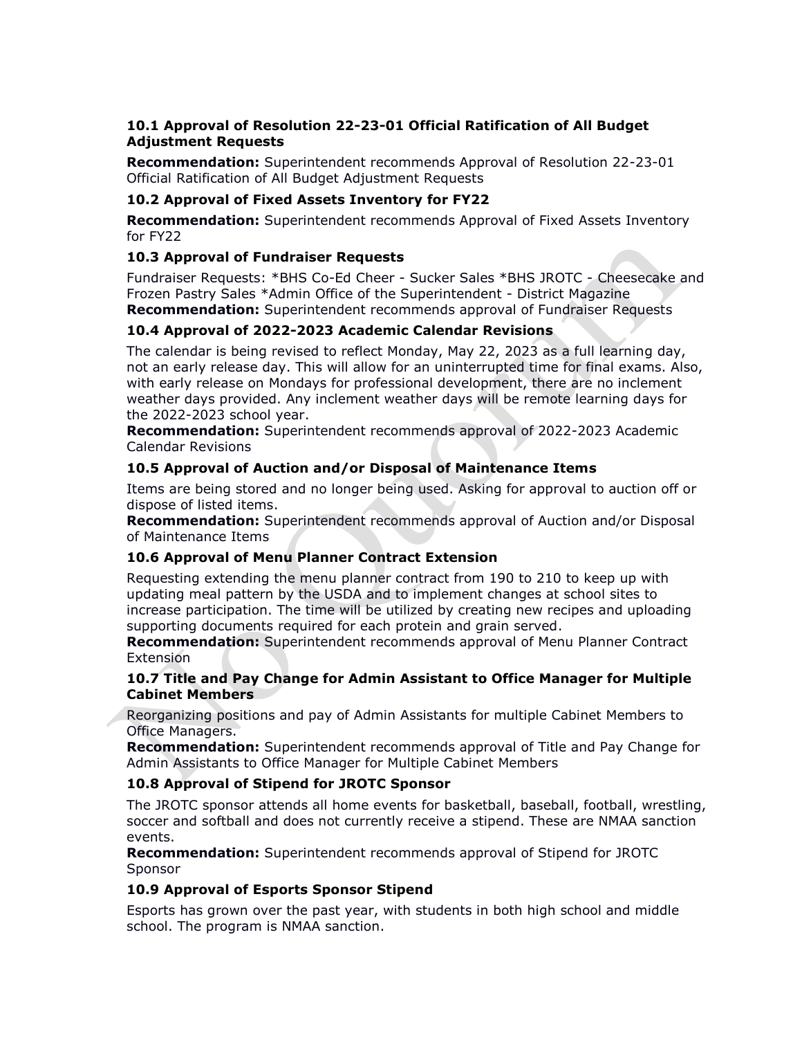### 10.1 Approval of Resolution 22-23-01 Official Ratification of All Budget Adjustment Requests

**Recommendation:** Superintendent recommends Approval of Resolution 22-23-01 Official Ratification of All Budget Adjustment Requests

### 10.2 Approval of Fixed Assets Inventory for FY22

**Recommendation:** Superintendent recommends Approval of Fixed Assets Inventory for FY22

### 10.3 Approval of Fundraiser Requests

Fundraiser Requests: *BHS Co-Ed Cheer - Sucker Sales *BHS JROTC - Cheesecake and Frozen Pastry Sales *Admin Office of the Superintendent - District Magazine
**Recommendation:** Superintendent recommends approval of Fundraiser Requests

### 10.4 Approval of 2022-2023 Academic Calendar Revisions

The calendar is being revised to reflect Monday, May 22, 2023 as a full learning day, not an early release day. This will allow for an uninterrupted time for final exams. Also, with early release on Mondays for professional development, there are no inclement weather days provided. Any inclement weather days will be remote learning days for the 2022-2023 school year.
**Recommendation:** Superintendent recommends approval of 2022-2023 Academic Calendar Revisions

### 10.5 Approval of Auction and/or Disposal of Maintenance Items

Items are being stored and no longer being used. Asking for approval to auction off or dispose of listed items.
**Recommendation:** Superintendent recommends approval of Auction and/or Disposal of Maintenance Items

### 10.6 Approval of Menu Planner Contract Extension

Requesting extending the menu planner contract from 190 to 210 to keep up with updating meal pattern by the USDA and to implement changes at school sites to increase participation. The time will be utilized by creating new recipes and uploading supporting documents required for each protein and grain served.
**Recommendation:** Superintendent recommends approval of Menu Planner Contract Extension

### 10.7 Title and Pay Change for Admin Assistant to Office Manager for Multiple Cabinet Members

Reorganizing positions and pay of Admin Assistants for multiple Cabinet Members to Office Managers.
**Recommendation:** Superintendent recommends approval of Title and Pay Change for Admin Assistants to Office Manager for Multiple Cabinet Members

### 10.8 Approval of Stipend for JROTC Sponsor

The JROTC sponsor attends all home events for basketball, baseball, football, wrestling, soccer and softball and does not currently receive a stipend. These are NMAA sanction events.
**Recommendation:** Superintendent recommends approval of Stipend for JROTC Sponsor

### 10.9 Approval of Esports Sponsor Stipend

Esports has grown over the past year, with students in both high school and middle school. The program is NMAA sanction.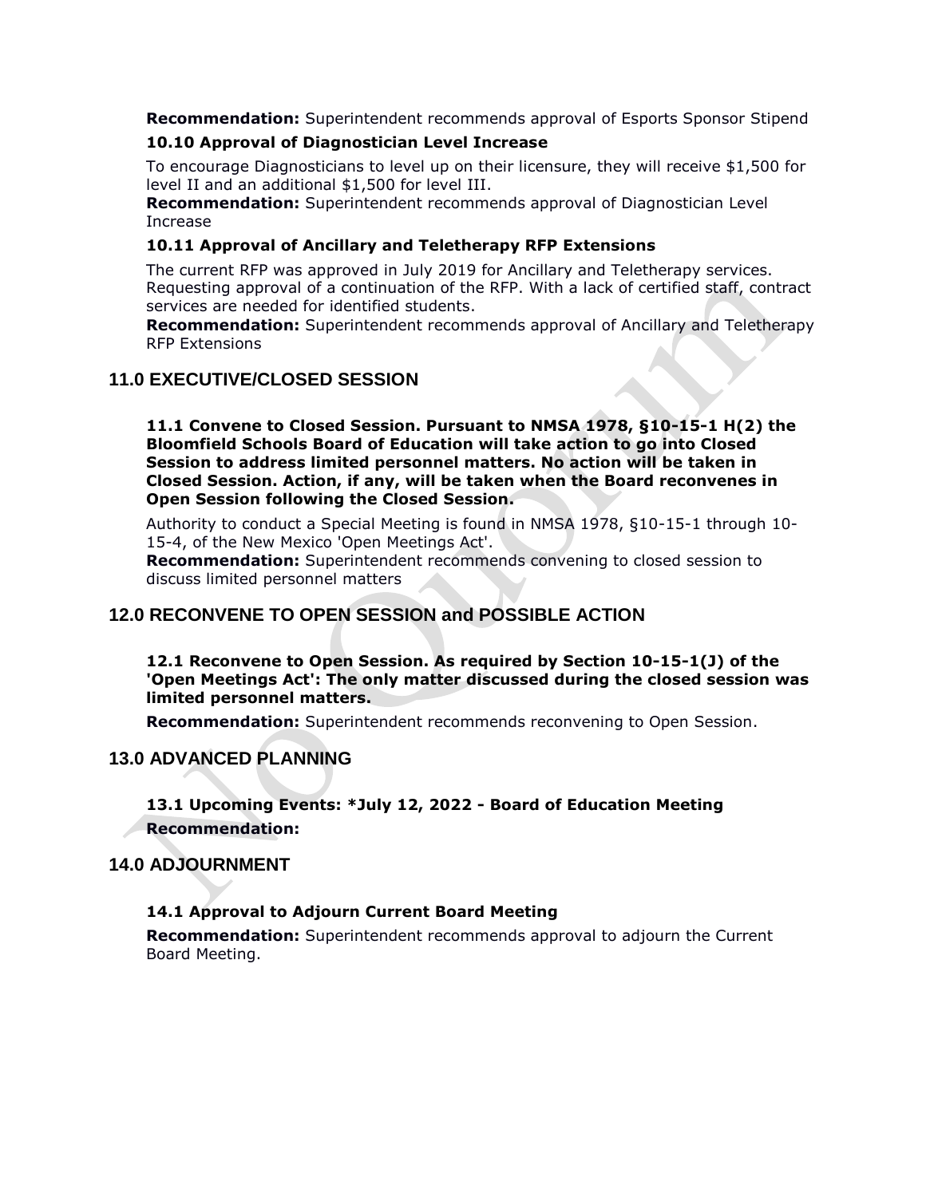**Recommendation:** Superintendent recommends approval of Esports Sponsor Stipend

#### 10.10 Approval of Diagnostician Level Increase

To encourage Diagnosticians to level up on their licensure, they will receive $1,500 for level II and an additional $1,500 for level III.

**Recommendation:** Superintendent recommends approval of Diagnostician Level Increase

#### 10.11 Approval of Ancillary and Teletherapy RFP Extensions

The current RFP was approved in July 2019 for Ancillary and Teletherapy services. Requesting approval of a continuation of the RFP. With a lack of certified staff, contract services are needed for identified students.

**Recommendation:** Superintendent recommends approval of Ancillary and Teletherapy RFP Extensions

### 11.0 EXECUTIVE/CLOSED SESSION

#### 11.1 Convene to Closed Session. Pursuant to NMSA 1978, §10-15-1 H(2) the Bloomfield Schools Board of Education will take action to go into Closed Session to address limited personnel matters. No action will be taken in Closed Session. Action, if any, will be taken when the Board reconvenes in Open Session following the Closed Session.

Authority to conduct a Special Meeting is found in NMSA 1978, §10-15-1 through 10-15-4, of the New Mexico 'Open Meetings Act'.

**Recommendation:** Superintendent recommends convening to closed session to discuss limited personnel matters

### 12.0 RECONVENE TO OPEN SESSION and POSSIBLE ACTION

#### 12.1 Reconvene to Open Session. As required by Section 10-15-1(J) of the 'Open Meetings Act': The only matter discussed during the closed session was limited personnel matters.

**Recommendation:** Superintendent recommends reconvening to Open Session.

### 13.0 ADVANCED PLANNING

#### 13.1 Upcoming Events: *July 12, 2022 - Board of Education Meeting

**Recommendation:**

### 14.0 ADJOURNMENT

#### 14.1 Approval to Adjourn Current Board Meeting

**Recommendation:** Superintendent recommends approval to adjourn the Current Board Meeting.

No Quorum